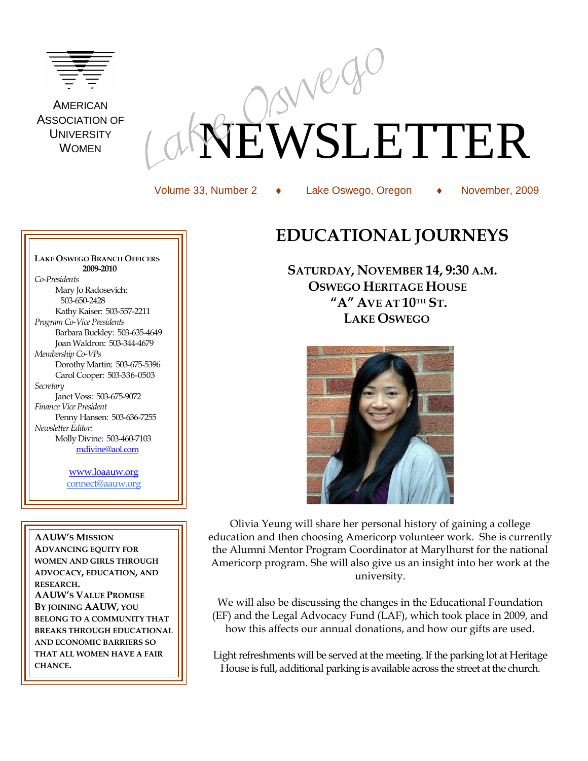AMERICAN ASSOCIATION OF UNIVERSITY WOMEN

# Lake Oswego NEWSLETTER

Volume 33, Number 2 ♦ Lake Oswego, Oregon ♦ November, 2009

**LAKE OSWEGO BRANCH OFFICERS 2009-2010**

*Co-Presidents*
Mary Jo Radosevich: 503-650-2428
Kathy Kaiser: 503-557-2211

*Program Co-Vice Presidents*
Barbara Buckley: 503-635-4649
Joan Waldron: 503-344-4679

*Membership Co-VPs*
Dorothy Martin: 503-675-5396
Carol Cooper: 503-336-0503

*Secretary*
Janet Voss: 503-675-9072

*Finance Vice President*
Penny Hansen: 503-636-7255

*Newsletter Editor:*
Molly Divine: 503-460-7103
mdivine@aol.com

www.loaauw.org
connect@aauw.org

**AAUW'S MISSION**
**ADVANCING EQUITY FOR WOMEN AND GIRLS THROUGH ADVOCACY, EDUCATION, AND RESEARCH.**
**AAUW'S VALUE PROMISE**
**BY JOINING AAUW, YOU BELONG TO A COMMUNITY THAT BREAKS THROUGH EDUCATIONAL AND ECONOMIC BARRIERS SO THAT ALL WOMEN HAVE A FAIR CHANCE.**

## EDUCATIONAL JOURNEYS

**SATURDAY, NOVEMBER 14, 9:30 A.M.**
**OSWEGO HERITAGE HOUSE**
**"A" AVE AT 10TH ST.**
**LAKE OSWEGO**

Olivia Yeung will share her personal history of gaining a college education and then choosing Americorp volunteer work. She is currently the Alumni Mentor Program Coordinator at Marylhurst for the national Americorp program. She will also give us an insight into her work at the university.

We will also be discussing the changes in the Educational Foundation (EF) and the Legal Advocacy Fund (LAF), which took place in 2009, and how this affects our annual donations, and how our gifts are used.

Light refreshments will be served at the meeting. If the parking lot at Heritage House is full, additional parking is available across the street at the church.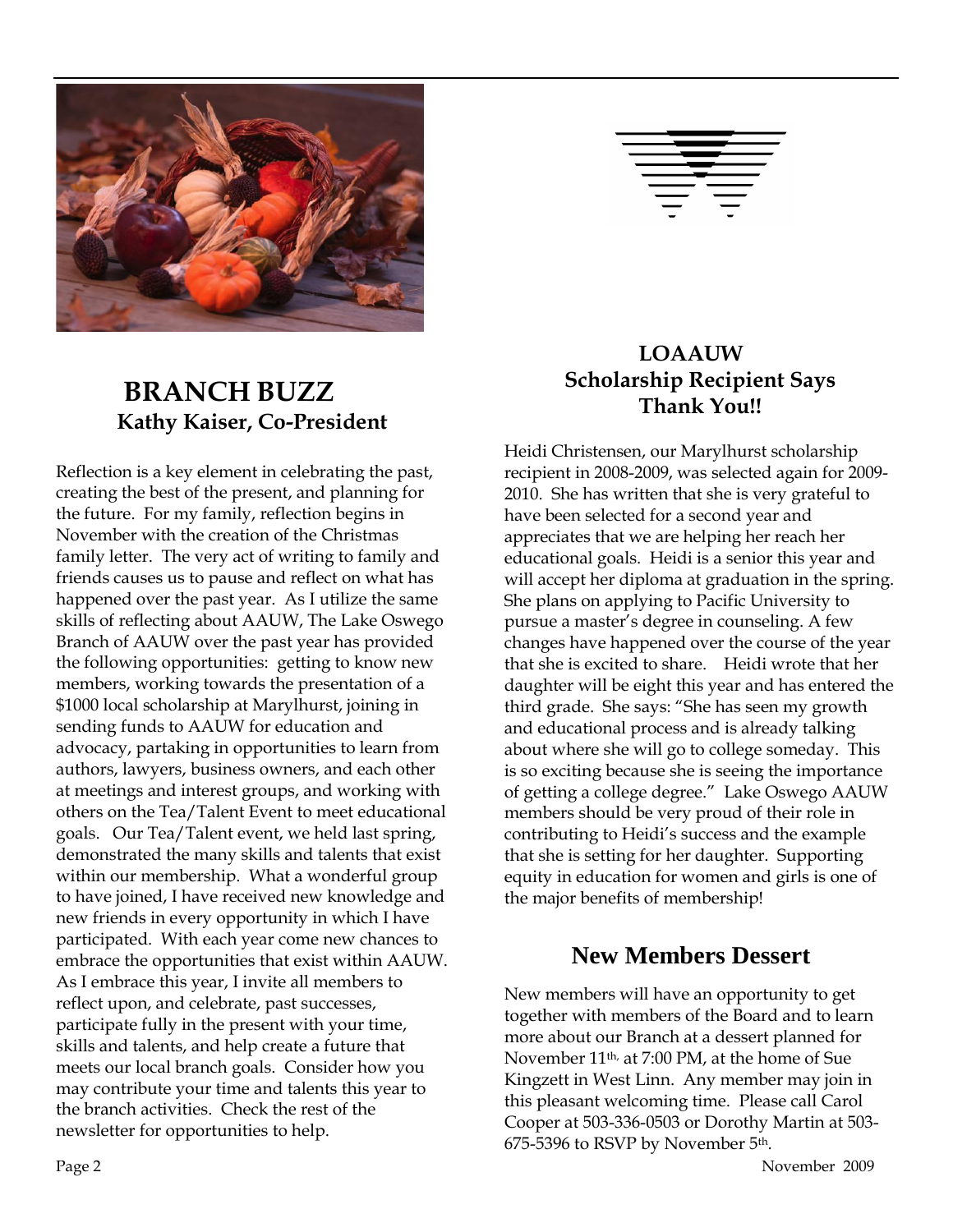## BRANCH BUZZ

### Kathy Kaiser, Co-President

Reflection is a key element in celebrating the past, creating the best of the present, and planning for the future. For my family, reflection begins in November with the creation of the Christmas family letter. The very act of writing to family and friends causes us to pause and reflect on what has happened over the past year. As I utilize the same skills of reflecting about AAUW, The Lake Oswego Branch of AAUW over the past year has provided the following opportunities: getting to know new members, working towards the presentation of a $1000 local scholarship at Marylhurst, joining in sending funds to AAUW for education and advocacy, partaking in opportunities to learn from authors, lawyers, business owners, and each other at meetings and interest groups, and working with others on the Tea/Talent Event to meet educational goals. Our Tea/Talent event, we held last spring, demonstrated the many skills and talents that exist within our membership. What a wonderful group to have joined, I have received new knowledge and new friends in every opportunity in which I have participated. With each year come new chances to embrace the opportunities that exist within AAUW. As I embrace this year, I invite all members to reflect upon, and celebrate, past successes, participate fully in the present with your time, skills and talents, and help create a future that meets our local branch goals. Consider how you may contribute your time and talents this year to the branch activities. Check the rest of the newsletter for opportunities to help.

## LOAAUW Scholarship Recipient Says Thank You!!

Heidi Christensen, our Marylhurst scholarship recipient in 2008-2009, was selected again for 2009-2010. She has written that she is very grateful to have been selected for a second year and appreciates that we are helping her reach her educational goals. Heidi is a senior this year and will accept her diploma at graduation in the spring. She plans on applying to Pacific University to pursue a master's degree in counseling. A few changes have happened over the course of the year that she is excited to share. Heidi wrote that her daughter will be eight this year and has entered the third grade. She says: "She has seen my growth and educational process and is already talking about where she will go to college someday. This is so exciting because she is seeing the importance of getting a college degree." Lake Oswego AAUW members should be very proud of their role in contributing to Heidi's success and the example that she is setting for her daughter. Supporting equity in education for women and girls is one of the major benefits of membership!

## New Members Dessert

New members will have an opportunity to get together with members of the Board and to learn more about our Branch at a dessert planned for November 11th, at 7:00 PM, at the home of Sue Kingzett in West Linn. Any member may join in this pleasant welcoming time. Please call Carol Cooper at 503-336-0503 or Dorothy Martin at 503-675-5396 to RSVP by November 5th.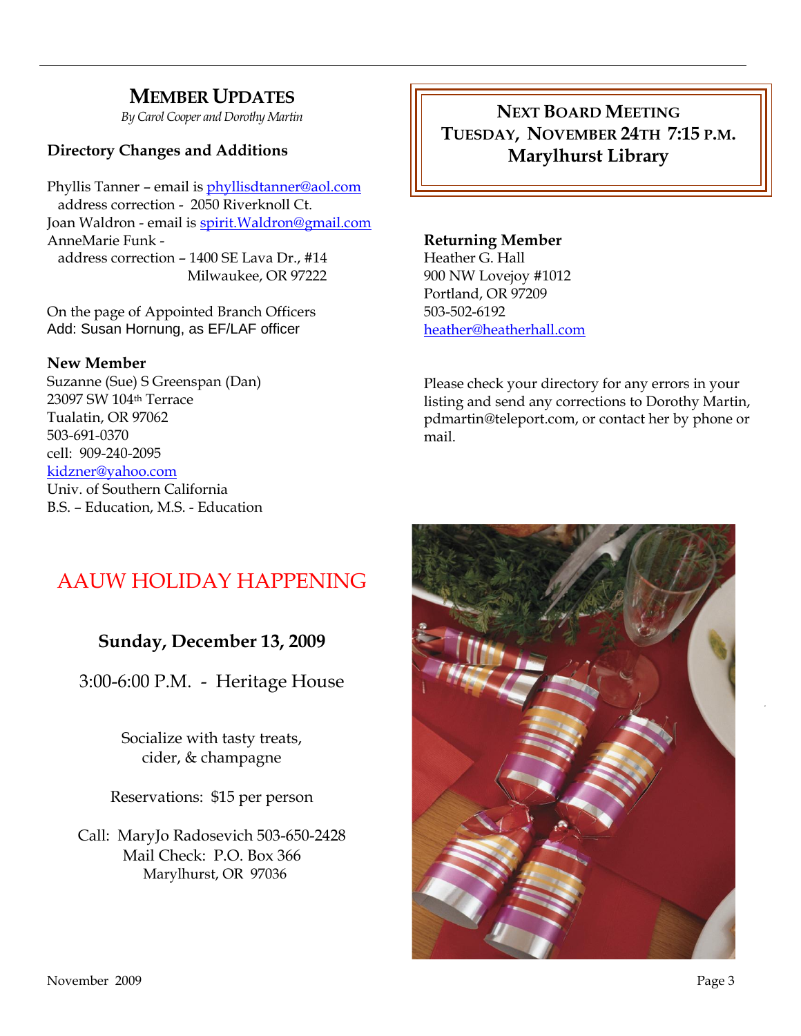## MEMBER UPDATES

*By Carol Cooper and Dorothy Martin*

### Directory Changes and Additions

Phyllis Tanner – email is phyllisdtanner@aol.com
address correction - 2050 Riverknoll Ct.
Joan Waldron - email is spirit.Waldron@gmail.com
AnneMarie Funk -
address correction – 1400 SE Lava Dr., #14
Milwaukee, OR 97222

On the page of Appointed Branch Officers
Add: Susan Hornung, as EF/LAF officer

**New Member**

Suzanne (Sue) S Greenspan (Dan)
23097 SW 104th Terrace
Tualatin, OR 97062
503-691-0370
cell: 909-240-2095
kidzner@yahoo.com
Univ. of Southern California
B.S. – Education, M.S. - Education

## NEXT BOARD MEETING
**TUESDAY, NOVEMBER 24TH 7:15 P.M.**
**Marylhurst Library**

**Returning Member**

Heather G. Hall
900 NW Lovejoy #1012
Portland, OR 97209
503-502-6192
heather@heatherhall.com

Please check your directory for any errors in your listing and send any corrections to Dorothy Martin, pdmartin@teleport.com, or contact her by phone or mail.

## AAUW HOLIDAY HAPPENING

**Sunday, December 13, 2009**

3:00-6:00 P.M. - Heritage House

Socialize with tasty treats,
cider, & champagne

Reservations: $15 per person

Call: MaryJo Radosevich 503-650-2428
Mail Check: P.O. Box 366
Marylhurst, OR 97036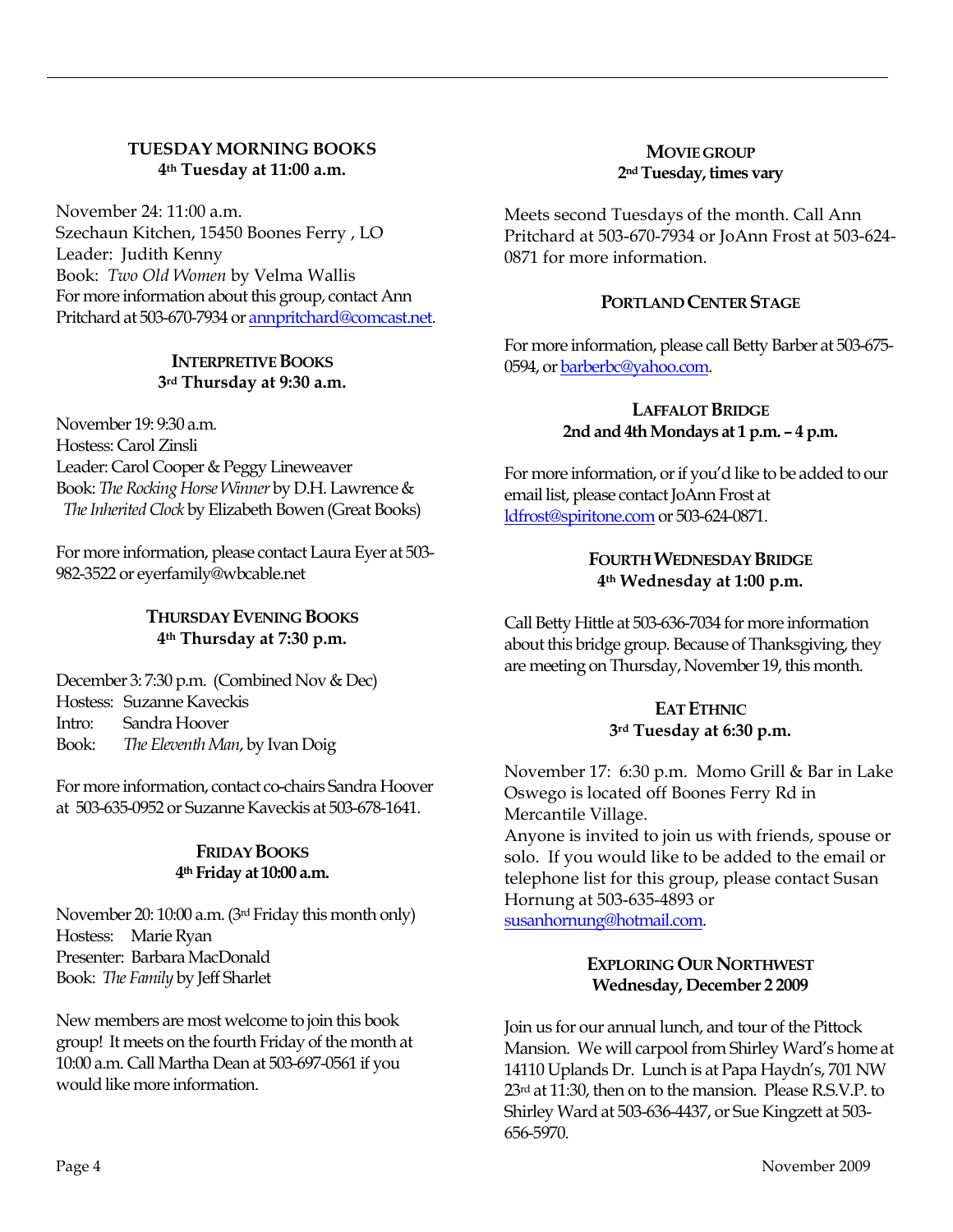### TUESDAY MORNING BOOKS

**4th Tuesday at 11:00 a.m.**

November 24: 11:00 a.m.
Szechaun Kitchen, 15450 Boones Ferry , LO
Leader: Judith Kenny
Book: *Two Old Women* by Velma Wallis
For more information about this group, contact Ann Pritchard at 503-670-7934 or annpritchard@comcast.net.

### INTERPRETIVE BOOKS

**3rd Thursday at 9:30 a.m.**

November 19: 9:30 a.m.
Hostess: Carol Zinsli
Leader: Carol Cooper & Peggy Lineweaver
Book: *The Rocking Horse Winner* by D.H. Lawrence & *The Inherited Clock* by Elizabeth Bowen (Great Books)

For more information, please contact Laura Eyer at 503-982-3522 or eyerfamily@wbcable.net

### THURSDAY EVENING BOOKS

**4th Thursday at 7:30 p.m.**

December 3: 7:30 p.m. (Combined Nov & Dec)
Hostess: Suzanne Kaveckis
Intro: Sandra Hoover
Book: *The Eleventh Man*, by Ivan Doig

For more information, contact co-chairs Sandra Hoover at 503-635-0952 or Suzanne Kaveckis at 503-678-1641.

### FRIDAY BOOKS

**4th Friday at 10:00 a.m.**

November 20: 10:00 a.m. (3rd Friday this month only)
Hostess: Marie Ryan
Presenter: Barbara MacDonald
Book: *The Family* by Jeff Sharlet

New members are most welcome to join this book group! It meets on the fourth Friday of the month at 10:00 a.m. Call Martha Dean at 503-697-0561 if you would like more information.

### MOVIE GROUP

**2nd Tuesday, times vary**

Meets second Tuesdays of the month. Call Ann Pritchard at 503-670-7934 or JoAnn Frost at 503-624-0871 for more information.

### PORTLAND CENTER STAGE

For more information, please call Betty Barber at 503-675-0594, or barberbc@yahoo.com.

### LAFFALOT BRIDGE

**2nd and 4th Mondays at 1 p.m. – 4 p.m.**

For more information, or if you'd like to be added to our email list, please contact JoAnn Frost at ldfrost@spiritone.com or 503-624-0871.

### FOURTH WEDNESDAY BRIDGE

**4th Wednesday at 1:00 p.m.**

Call Betty Hittle at 503-636-7034 for more information about this bridge group. Because of Thanksgiving, they are meeting on Thursday, November 19, this month.

### EAT ETHNIC

**3rd Tuesday at 6:30 p.m.**

November 17: 6:30 p.m. Momo Grill & Bar in Lake Oswego is located off Boones Ferry Rd in Mercantile Village.
Anyone is invited to join us with friends, spouse or solo. If you would like to be added to the email or telephone list for this group, please contact Susan Hornung at 503-635-4893 or susanhornung@hotmail.com.

### EXPLORING OUR NORTHWEST

**Wednesday, December 2 2009**

Join us for our annual lunch, and tour of the Pittock Mansion. We will carpool from Shirley Ward's home at 14110 Uplands Dr. Lunch is at Papa Haydn's, 701 NW 23rd at 11:30, then on to the mansion. Please R.S.V.P. to Shirley Ward at 503-636-4437, or Sue Kingzett at 503-656-5970.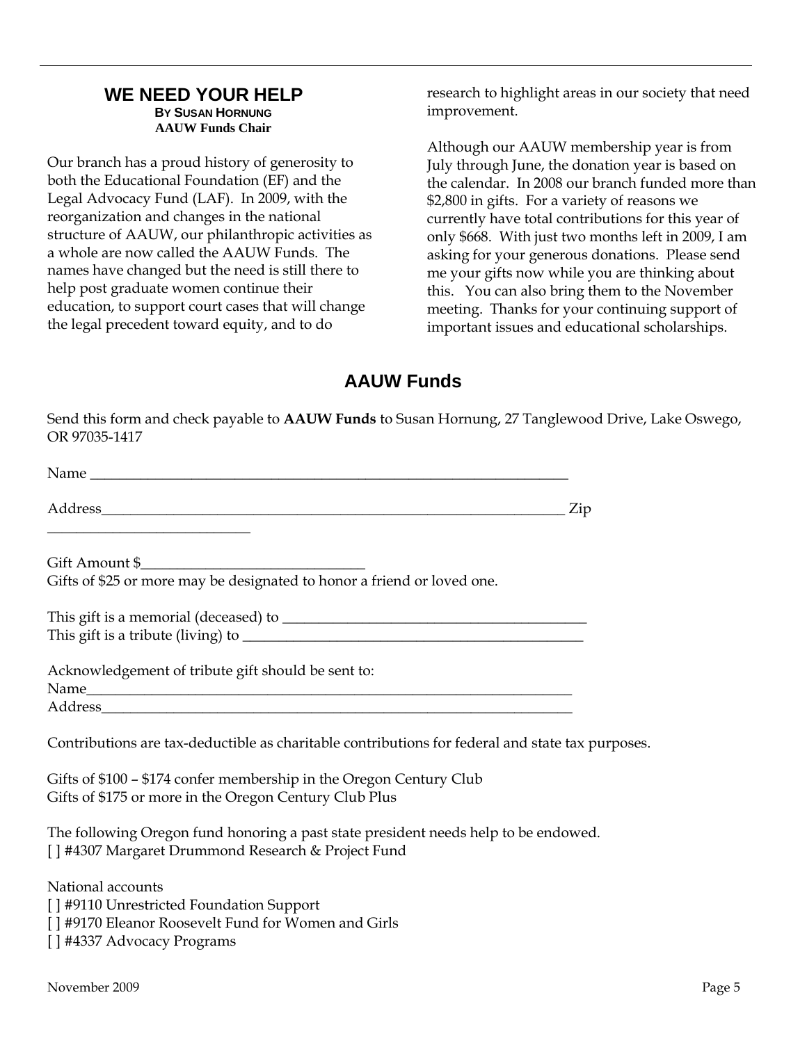## WE NEED YOUR HELP

**By Susan Hornung**
**AAUW Funds Chair**

Our branch has a proud history of generosity to both the Educational Foundation (EF) and the Legal Advocacy Fund (LAF). In 2009, with the reorganization and changes in the national structure of AAUW, our philanthropic activities as a whole are now called the AAUW Funds. The names have changed but the need is still there to help post graduate women continue their education, to support court cases that will change the legal precedent toward equity, and to do research to highlight areas in our society that need improvement.

Although our AAUW membership year is from July through June, the donation year is based on the calendar. In 2008 our branch funded more than $2,800 in gifts. For a variety of reasons we currently have total contributions for this year of only $668. With just two months left in 2009, I am asking for your generous donations. Please send me your gifts now while you are thinking about this. You can also bring them to the November meeting. Thanks for your continuing support of important issues and educational scholarships.

## AAUW Funds

Send this form and check payable to **AAUW Funds** to Susan Hornung, 27 Tanglewood Drive, Lake Oswego, OR 97035-1417

Name ____________________________________________________________

Address___________________________________________________________ Zip ________________________

Gift Amount $___________________________
Gifts of $25 or more may be designated to honor a friend or loved one.

This gift is a memorial (deceased) to ______________________________________
This gift is a tribute (living) to __________________________________________

Acknowledgement of tribute gift should be sent to:
Name____________________________________________________________
Address__________________________________________________________

Contributions are tax-deductible as charitable contributions for federal and state tax purposes.

Gifts of $100 – $174 confer membership in the Oregon Century Club
Gifts of $175 or more in the Oregon Century Club Plus

The following Oregon fund honoring a past state president needs help to be endowed.
[ ] #4307 Margaret Drummond Research & Project Fund

National accounts
[ ] #9110 Unrestricted Foundation Support
[ ] #9170 Eleanor Roosevelt Fund for Women and Girls
[ ] #4337 Advocacy Programs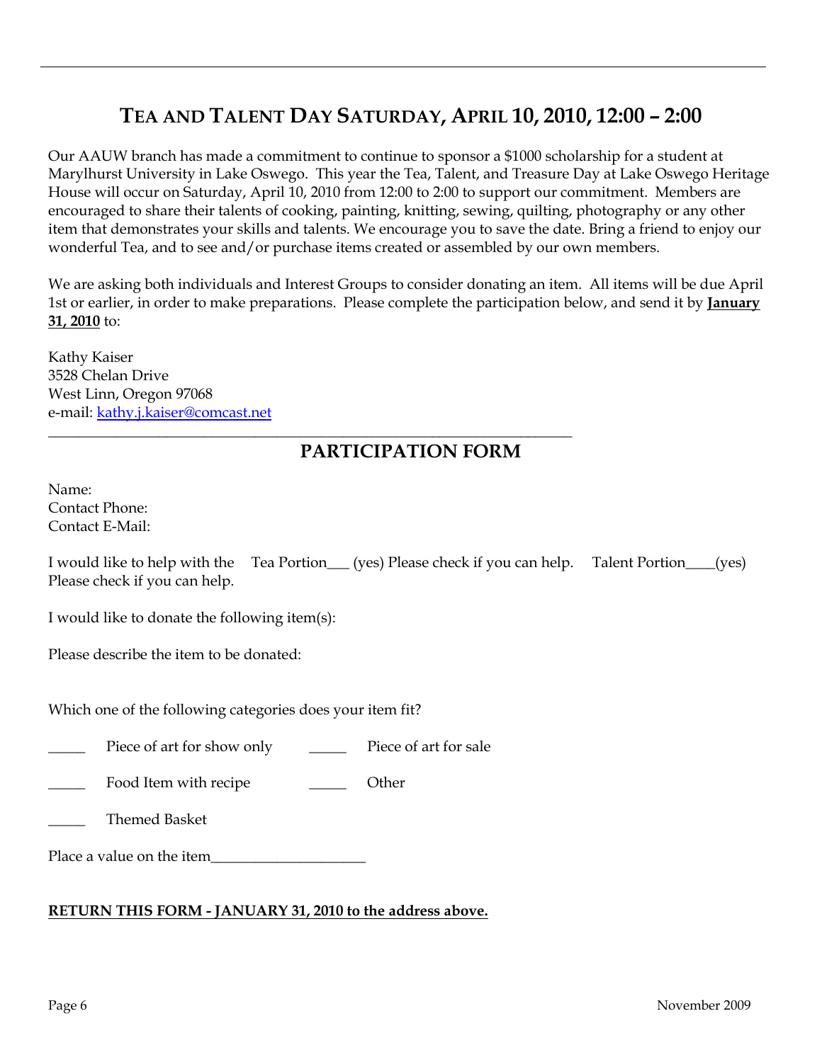## TEA AND TALENT DAY SATURDAY, APRIL 10, 2010, 12:00 – 2:00

Our AAUW branch has made a commitment to continue to sponsor a $1000 scholarship for a student at Marylhurst University in Lake Oswego. This year the Tea, Talent, and Treasure Day at Lake Oswego Heritage House will occur on Saturday, April 10, 2010 from 12:00 to 2:00 to support our commitment. Members are encouraged to share their talents of cooking, painting, knitting, sewing, quilting, photography or any other item that demonstrates your skills and talents. We encourage you to save the date. Bring a friend to enjoy our wonderful Tea, and to see and/or purchase items created or assembled by our own members.

We are asking both individuals and Interest Groups to consider donating an item. All items will be due April 1st or earlier, in order to make preparations. Please complete the participation below, and send it by **January 31, 2010** to:

Kathy Kaiser
3528 Chelan Drive
West Linn, Oregon 97068
e-mail: kathy.j.kaiser@comcast.net

---

## PARTICIPATION FORM

Name:
Contact Phone:
Contact E-Mail:

I would like to help with the Tea Portion___ (yes) Please check if you can help. Talent Portion____(yes) Please check if you can help.

I would like to donate the following item(s):

Please describe the item to be donated:

Which one of the following categories does your item fit?

_____ Piece of art for show only _____ Piece of art for sale

_____ Food Item with recipe _____ Other

_____ Themed Basket

Place a value on the item____________________

**RETURN THIS FORM - JANUARY 31, 2010 to the address above.**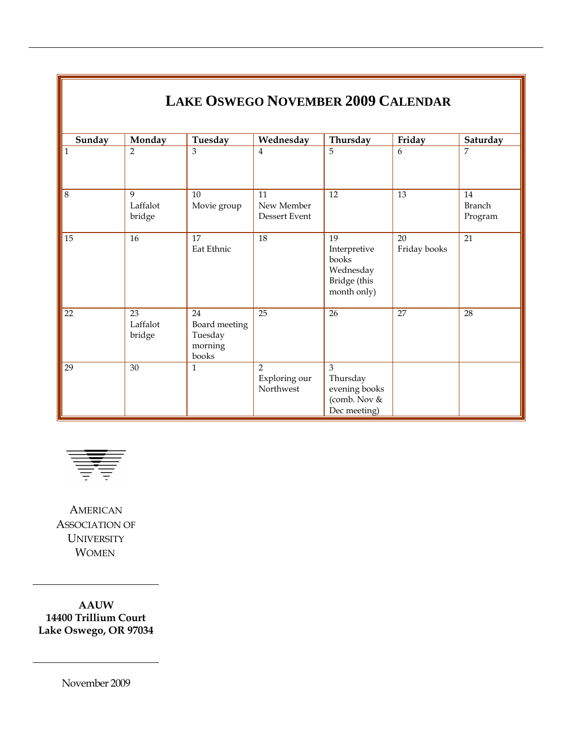# Lake Oswego November 2009 Calendar

| Sunday | Monday | Tuesday | Wednesday | Thursday | Friday | Saturday |
|---|---|---|---|---|---|---|
| 1 | 2 | 3 | 4 | 5 | 6 | 7 |
| 8 | 9 Laffalot bridge | 10 Movie group | 11 New Member Dessert Event | 12 | 13 | 14 Branch Program |
| 15 | 16 | 17 Eat Ethnic | 18 | 19 Interpretive books Wednesday Bridge (this month only) | 20 Friday books | 21 |
| 22 | 23 Laffalot bridge | 24 Board meeting Tuesday morning books | 25 | 26 | 27 | 28 |
| 29 | 30 | 1 | 2 Exploring our Northwest | 3 Thursday evening books (comb. Nov & Dec meeting) | | |

American Association of University Women

**AAUW**
**14400 Trillium Court**
**Lake Oswego, OR 97034**

November 2009